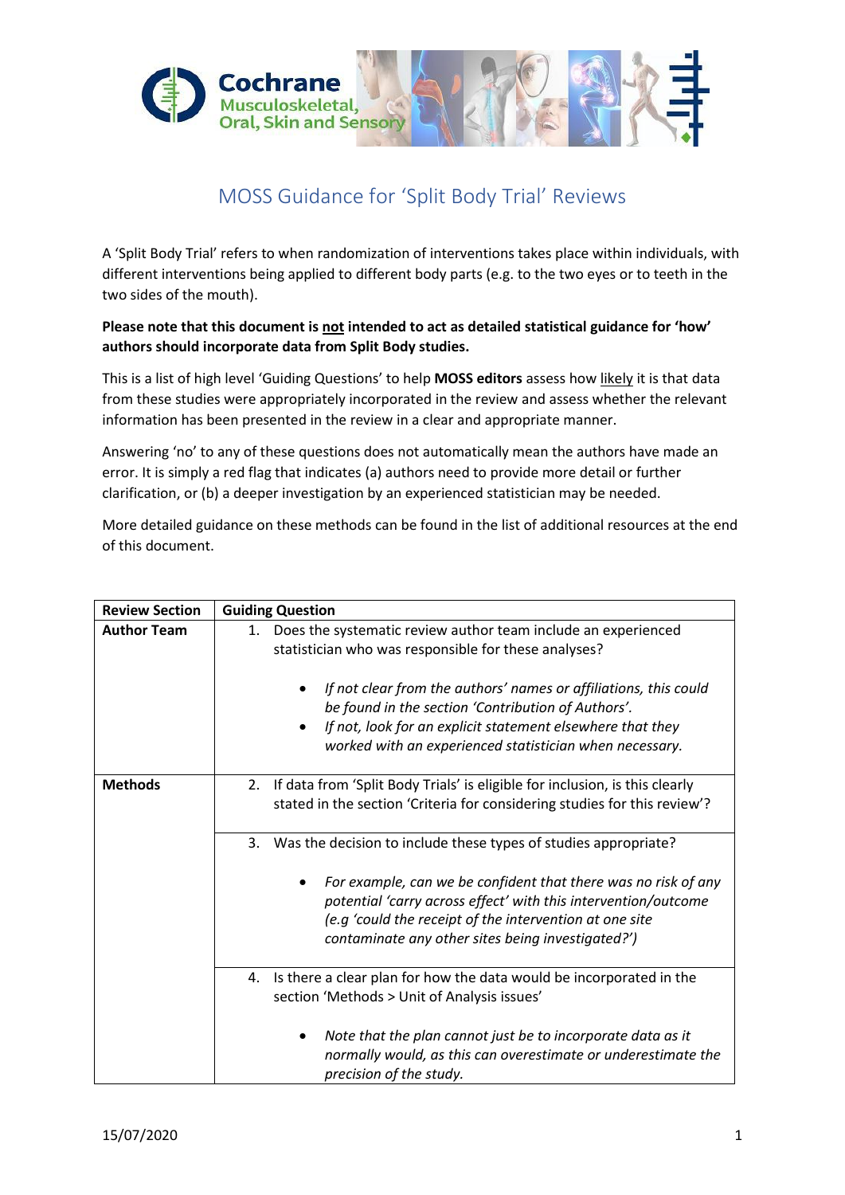# MOSS Guidance for 'Split Body Trial' Reviews

A 'Split Body Trial' refers to when randomization of interventions takes place within individuals, with different interventions being applied to different body parts (e.g. to the two eyes or to teeth in the two sides of the mouth).

**Please note that this document is not intended to act as detailed statistical guidance for 'how' authors should incorporate data from Split Body studies.**

This is a list of high level 'Guiding Questions' to help **MOSS editors** assess how likely it is that data from these studies were appropriately incorporated in the review and assess whether the relevant information has been presented in the review in a clear and appropriate manner.

Answering 'no' to any of these questions does not automatically mean the authors have made an error. It is simply a red flag that indicates (a) authors need to provide more detail or further clarification, or (b) a deeper investigation by an experienced statistician may be needed.

More detailed guidance on these methods can be found in the list of additional resources at the end of this document.

| Review Section | Guiding Question |
| --- | --- |
| **Author Team** | 1. Does the systematic review author team include an experienced statistician who was responsible for these analyses?<br><br>• *If not clear from the authors' names or affiliations, this could be found in the section 'Contribution of Authors'.*<br>• *If not, look for an explicit statement elsewhere that they worked with an experienced statistician when necessary.* |
| **Methods** | 2. If data from 'Split Body Trials' is eligible for inclusion, is this clearly stated in the section 'Criteria for considering studies for this review'? |
| | 3. Was the decision to include these types of studies appropriate?<br><br>• *For example, can we be confident that there was no risk of any potential 'carry across effect' with this intervention/outcome (e.g 'could the receipt of the intervention at one site contaminate any other sites being investigated?')* |
| | 4. Is there a clear plan for how the data would be incorporated in the section 'Methods > Unit of Analysis issues'<br><br>• *Note that the plan cannot just be to incorporate data as it normally would, as this can overestimate or underestimate the precision of the study.* |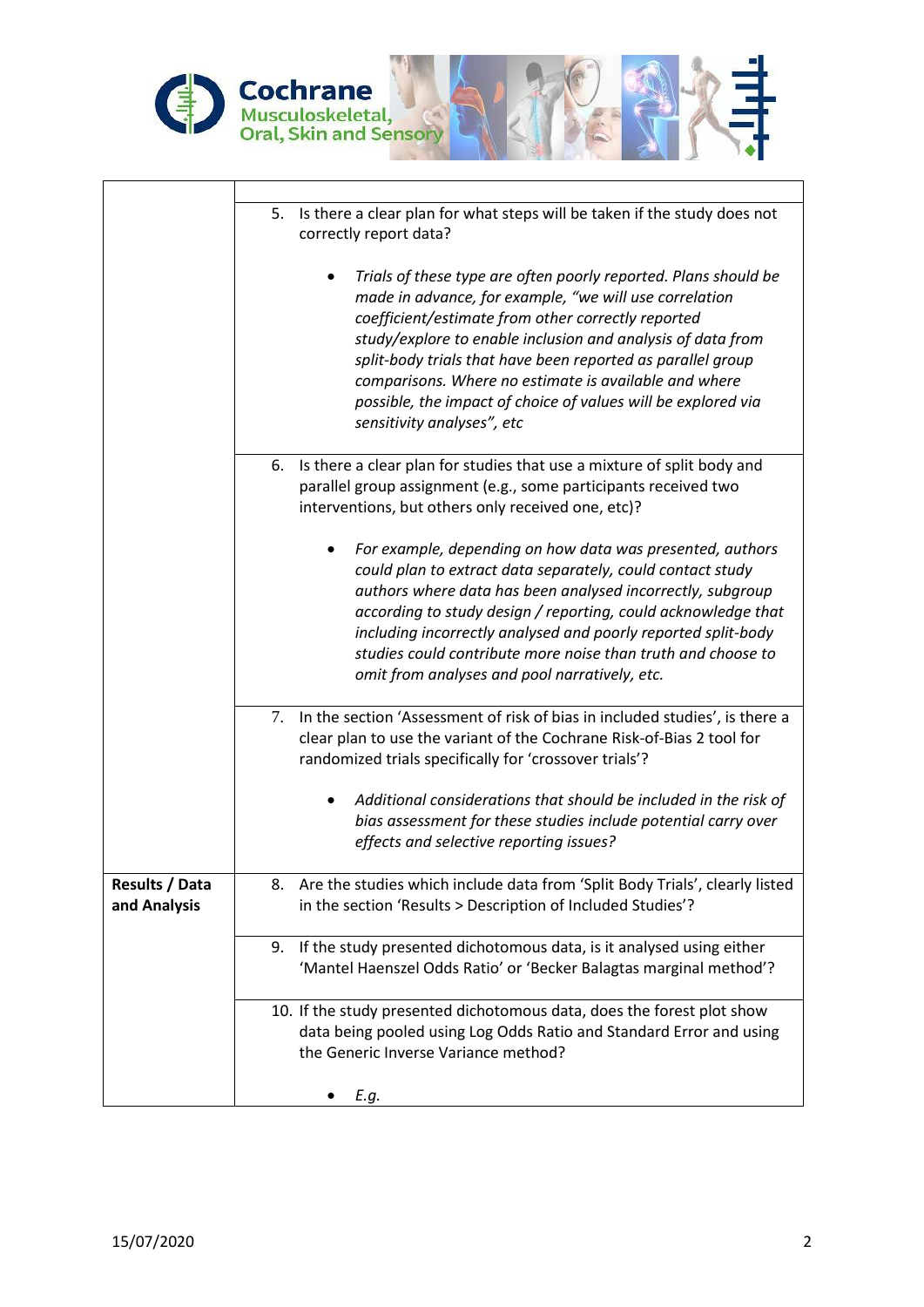| | |
|---|---|
| | 5. Is there a clear plan for what steps will be taken if the study does not correctly report data?<br><br>• *Trials of these type are often poorly reported. Plans should be made in advance, for example, "we will use correlation coefficient/estimate from other correctly reported study/explore to enable inclusion and analysis of data from split-body trials that have been reported as parallel group comparisons. Where no estimate is available and where possible, the impact of choice of values will be explored via sensitivity analyses", etc* |
| | 6. Is there a clear plan for studies that use a mixture of split body and parallel group assignment (e.g., some participants received two interventions, but others only received one, etc)?<br><br>• *For example, depending on how data was presented, authors could plan to extract data separately, could contact study authors where data has been analysed incorrectly, subgroup according to study design / reporting, could acknowledge that including incorrectly analysed and poorly reported split-body studies could contribute more noise than truth and choose to omit from analyses and pool narratively, etc.* |
| | 7. In the section 'Assessment of risk of bias in included studies', is there a clear plan to use the variant of the Cochrane Risk-of-Bias 2 tool for randomized trials specifically for 'crossover trials'?<br><br>• *Additional considerations that should be included in the risk of bias assessment for these studies include potential carry over effects and selective reporting issues?* |
| **Results / Data and Analysis** | 8. Are the studies which include data from 'Split Body Trials', clearly listed in the section 'Results > Description of Included Studies'? |
| | 9. If the study presented dichotomous data, is it analysed using either 'Mantel Haenszel Odds Ratio' or 'Becker Balagtas marginal method'? |
| | 10. If the study presented dichotomous data, does the forest plot show data being pooled using Log Odds Ratio and Standard Error and using the Generic Inverse Variance method?<br><br>• *E.g.* |

15/07/2020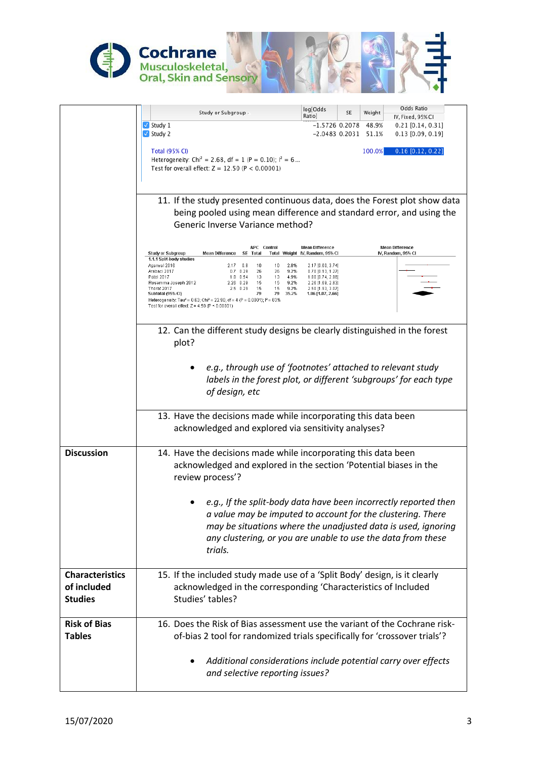| | |
|---|---|
| | **Study or Subgroup** \| log[Odds Ratio] \| SE \| Weight \| Odds Ratio IV, Fixed, 95% CI<br>Study 1 \| −1.5726 \| 0.2078 \| 48.9% \| 0.21 [0.14, 0.31]<br>Study 2 \| −2.0483 \| 0.2031 \| 51.1% \| 0.13 [0.09, 0.19]<br>Total (95% CI) \| \| \| 100.0% \| 0.16 [0.12, 0.22]<br>Heterogeneity: $Chi^2$ = 2.68, df = 1 (P = 0.10); $I^2$ = 6…<br>Test for overall effect: Z = 12.50 (P < 0.00001) |
| | 11. If the study presented continuous data, does the Forest plot show data being pooled using mean difference and standard error, and using the Generic Inverse Variance method?<br><br>Study or Subgroup \| Mean Difference \| SE \| APC Total \| Control Total \| Weight \| Mean Difference IV, Random, 95% CI<br>1.1.1 Split body studies<br>Agarwal 2018 \| 2.17 \| 0.8 \| 10 \| 10 \| 2.8% \| 2.17 [0.60, 3.74]<br>Arabaci 2017 \| 0.7 \| 0.29 \| 26 \| 26 \| 9.2% \| 0.70 [0.13, 1.27]<br>Patel 2017 \| 1.8 \| 0.54 \| 13 \| 13 \| 4.9% \| 1.80 [0.74, 2.86]<br>Rosamma Joseph 2012 \| 2.26 \| 0.29 \| 15 \| 15 \| 9.2% \| 2.26 [1.69, 2.83]<br>Thorat 2017 \| 2.5 \| 0.29 \| 15 \| 15 \| 9.2% \| 2.50 [1.93, 3.07]<br>Subtotal (95% CI) \| \| \| 79 \| 79 \| 35.2% \| 1.86 [1.07, 2.66]<br>Heterogeneity: $Tau^2$ = 0.63; $Chi^2$ = 22.90, df = 4 (P = 0.0001); $I^2$ = 83%<br>Test for overall effect: Z = 4.58 (P < 0.00001) |
| | 12. Can the different study designs be clearly distinguished in the forest plot?<br><br>• *e.g., through use of 'footnotes' attached to relevant study labels in the forest plot, or different 'subgroups' for each type of design, etc* |
| | 13. Have the decisions made while incorporating this data been acknowledged and explored via sensitivity analyses? |
| **Discussion** | 14. Have the decisions made while incorporating this data been acknowledged and explored in the section 'Potential biases in the review process'?<br><br>• *e.g., If the split-body data have been incorrectly reported then a value may be imputed to account for the clustering. There may be situations where the unadjusted data is used, ignoring any clustering, or you are unable to use the data from these trials.* |
| **Characteristics of included Studies** | 15. If the included study made use of a 'Split Body' design, is it clearly acknowledged in the corresponding 'Characteristics of Included Studies' tables? |
| **Risk of Bias Tables** | 16. Does the Risk of Bias assessment use the variant of the Cochrane risk-of-bias 2 tool for randomized trials specifically for 'crossover trials'?<br><br>• *Additional considerations include potential carry over effects and selective reporting issues?* |

15/07/2020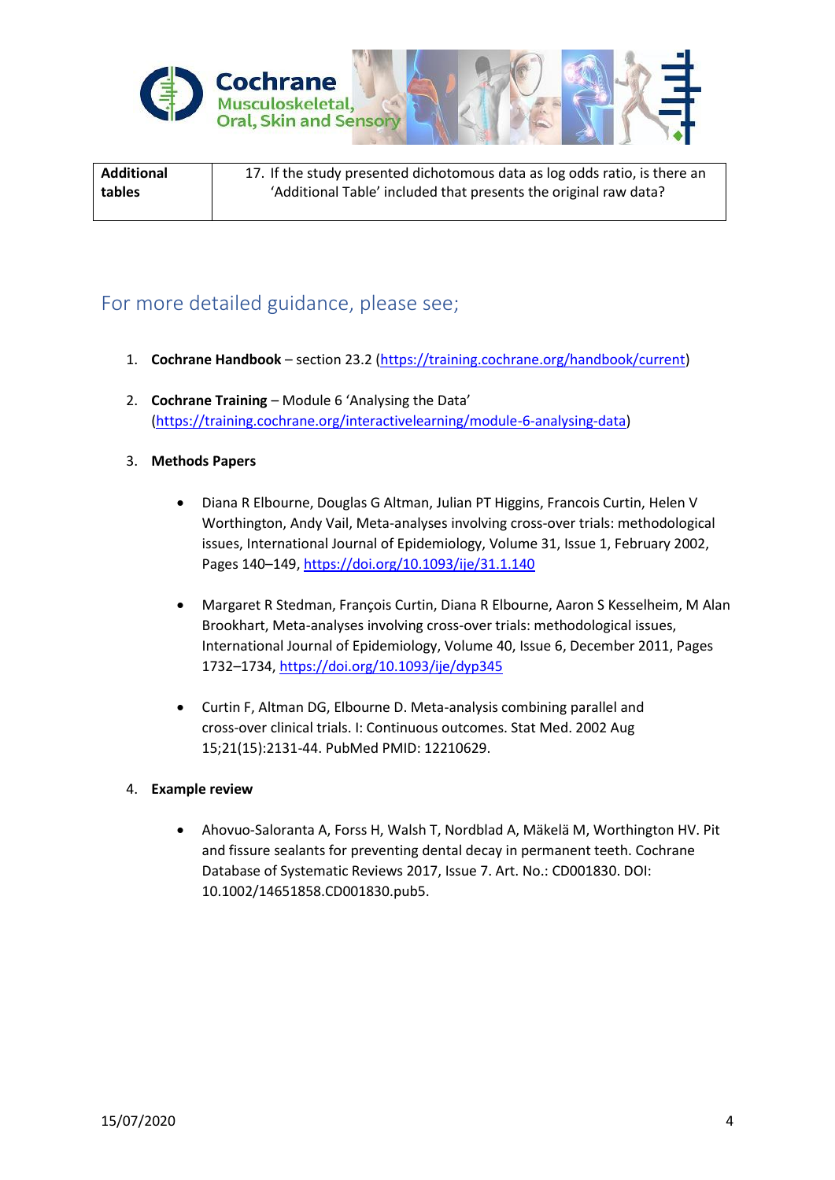| | |
|---|---|
| **Additional tables** | 17. If the study presented dichotomous data as log odds ratio, is there an 'Additional Table' included that presents the original raw data? |

## For more detailed guidance, please see;

1. **Cochrane Handbook** – section 23.2 (https://training.cochrane.org/handbook/current)

2. **Cochrane Training** – Module 6 'Analysing the Data' (https://training.cochrane.org/interactivelearning/module-6-analysing-data)

3. **Methods Papers**

    - Diana R Elbourne, Douglas G Altman, Julian PT Higgins, Francois Curtin, Helen V Worthington, Andy Vail, Meta-analyses involving cross-over trials: methodological issues, International Journal of Epidemiology, Volume 31, Issue 1, February 2002, Pages 140–149, https://doi.org/10.1093/ije/31.1.140

    - Margaret R Stedman, François Curtin, Diana R Elbourne, Aaron S Kesselheim, M Alan Brookhart, Meta-analyses involving cross-over trials: methodological issues, International Journal of Epidemiology, Volume 40, Issue 6, December 2011, Pages 1732–1734, https://doi.org/10.1093/ije/dyp345

    - Curtin F, Altman DG, Elbourne D. Meta-analysis combining parallel and cross-over clinical trials. I: Continuous outcomes. Stat Med. 2002 Aug 15;21(15):2131-44. PubMed PMID: 12210629.

4. **Example review**

    - Ahovuo-Saloranta A, Forss H, Walsh T, Nordblad A, Mäkelä M, Worthington HV. Pit and fissure sealants for preventing dental decay in permanent teeth. Cochrane Database of Systematic Reviews 2017, Issue 7. Art. No.: CD001830. DOI: 10.1002/14651858.CD001830.pub5.

15/07/2020